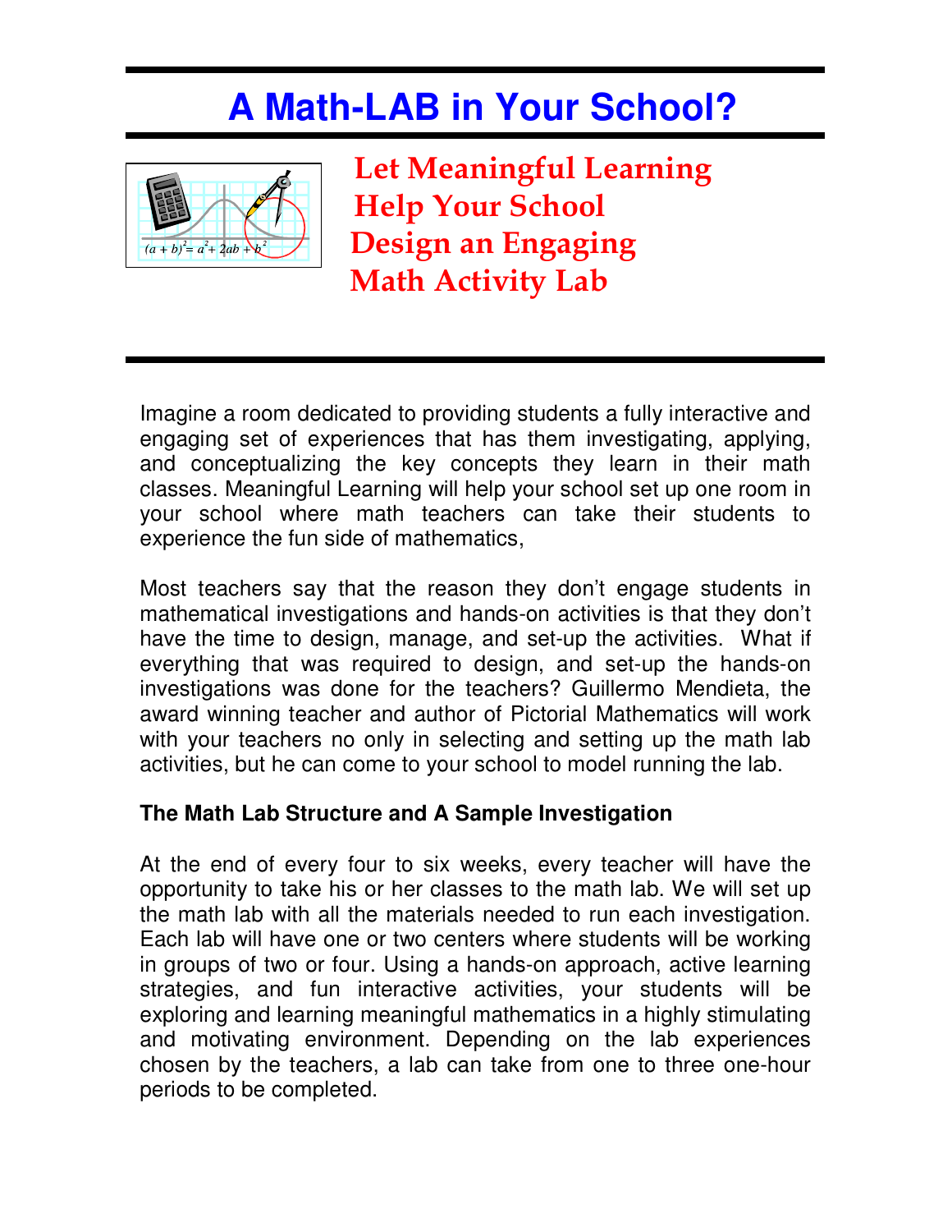# A Math-LAB in Your School?

## Let Meaningful Learning Help Your School Design an Engaging Math Activity Lab

Imagine a room dedicated to providing students a fully interactive and engaging set of experiences that has them investigating, applying, and conceptualizing the key concepts they learn in their math classes. Meaningful Learning will help your school set up one room in your school where math teachers can take their students to experience the fun side of mathematics,

Most teachers say that the reason they don't engage students in mathematical investigations and hands-on activities is that they don't have the time to design, manage, and set-up the activities. What if everything that was required to design, and set-up the hands-on investigations was done for the teachers? Guillermo Mendieta, the award winning teacher and author of Pictorial Mathematics will work with your teachers no only in selecting and setting up the math lab activities, but he can come to your school to model running the lab.

**The Math Lab Structure and A Sample Investigation**

At the end of every four to six weeks, every teacher will have the opportunity to take his or her classes to the math lab. We will set up the math lab with all the materials needed to run each investigation. Each lab will have one or two centers where students will be working in groups of two or four. Using a hands-on approach, active learning strategies, and fun interactive activities, your students will be exploring and learning meaningful mathematics in a highly stimulating and motivating environment. Depending on the lab experiences chosen by the teachers, a lab can take from one to three one-hour periods to be completed.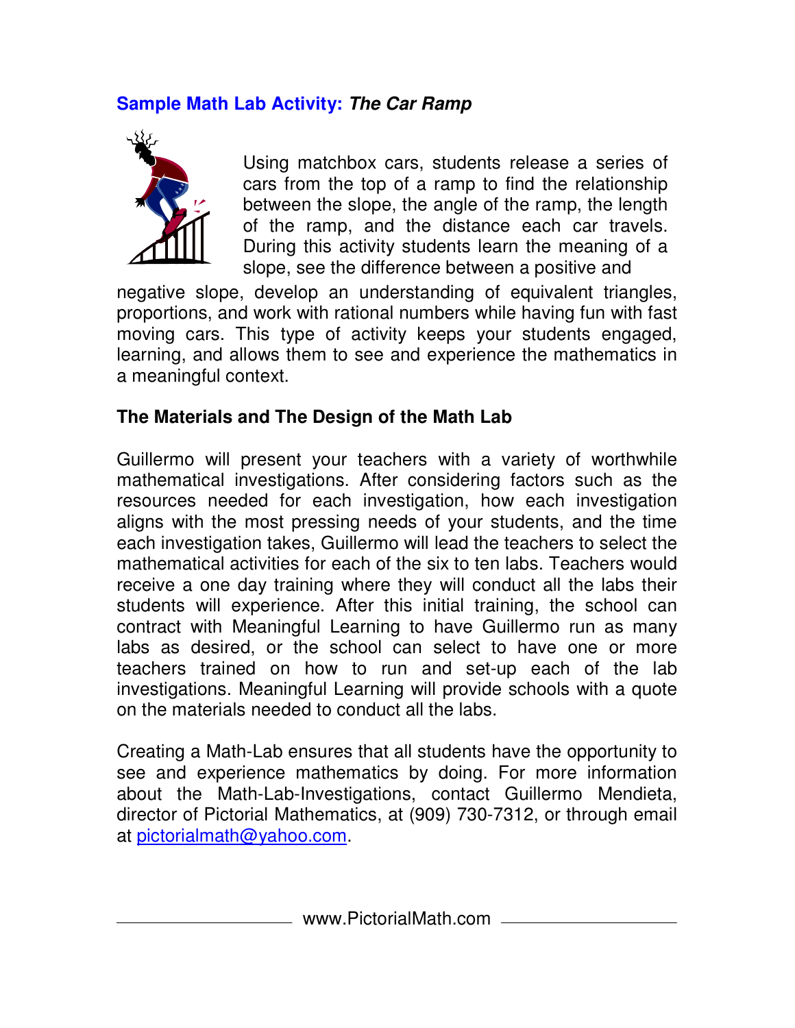## Sample Math Lab Activity: ***The Car Ramp***

Using matchbox cars, students release a series of cars from the top of a ramp to find the relationship between the slope, the angle of the ramp, the length of the ramp, and the distance each car travels. During this activity students learn the meaning of a slope, see the difference between a positive and negative slope, develop an understanding of equivalent triangles, proportions, and work with rational numbers while having fun with fast moving cars. This type of activity keeps your students engaged, learning, and allows them to see and experience the mathematics in a meaningful context.

### The Materials and The Design of the Math Lab

Guillermo will present your teachers with a variety of worthwhile mathematical investigations. After considering factors such as the resources needed for each investigation, how each investigation aligns with the most pressing needs of your students, and the time each investigation takes, Guillermo will lead the teachers to select the mathematical activities for each of the six to ten labs. Teachers would receive a one day training where they will conduct all the labs their students will experience. After this initial training, the school can contract with Meaningful Learning to have Guillermo run as many labs as desired, or the school can select to have one or more teachers trained on how to run and set-up each of the lab investigations. Meaningful Learning will provide schools with a quote on the materials needed to conduct all the labs.

Creating a Math-Lab ensures that all students have the opportunity to see and experience mathematics by doing. For more information about the Math-Lab-Investigations, contact Guillermo Mendieta, director of Pictorial Mathematics, at (909) 730-7312, or through email at pictorialmath@yahoo.com.

www.PictorialMath.com